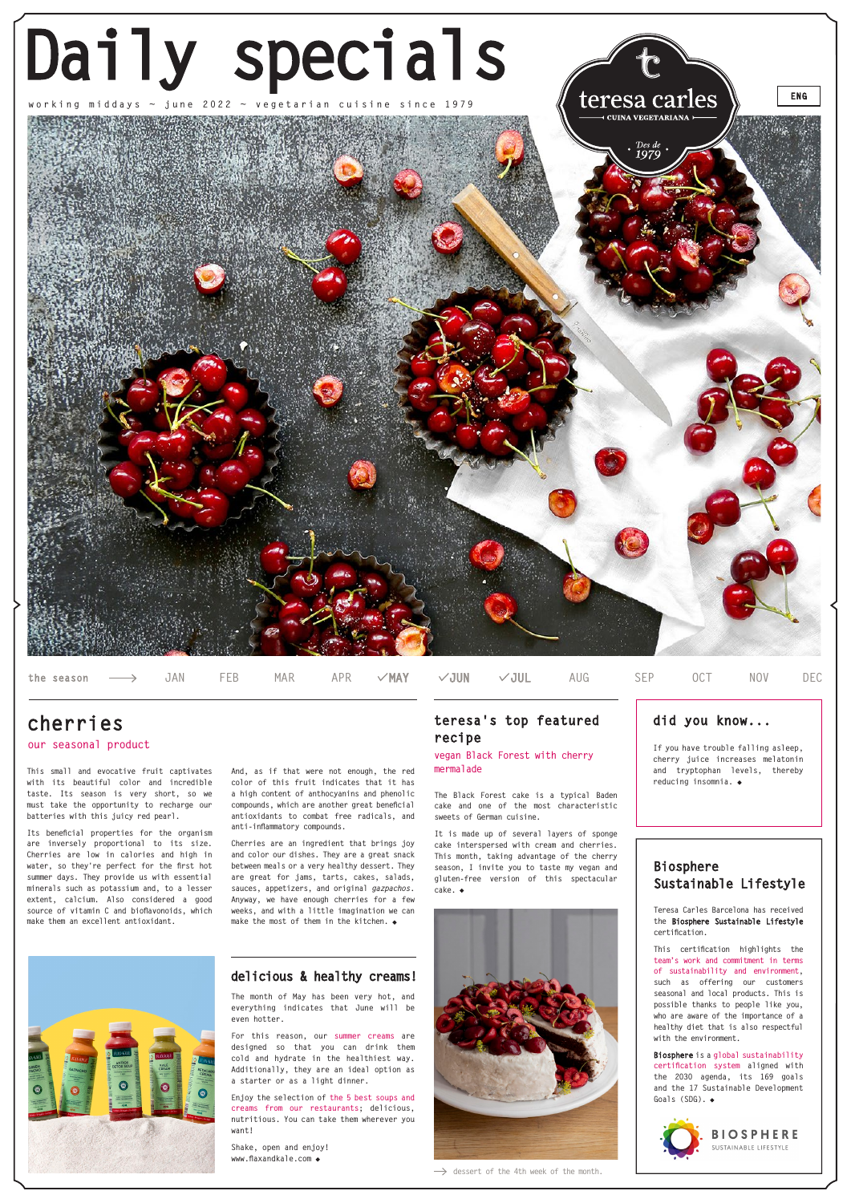# Daily specials

working middays ~ june 2022 ~ vegetarian cuisine since 1979

teresa carles
CUINA VEGETARIANA
Des de 1979

ENG

the season → JAN FEB MAR APR ✓MAY ✓JUN ✓JUL AUG SEP OCT NOV DEC

## cherries

our seasonal product

This small and evocative fruit captivates with its beautiful color and incredible taste. Its season is very short, so we must take the opportunity to recharge our batteries with this juicy red pearl.

Its beneficial properties for the organism are inversely proportional to its size. Cherries are low in calories and high in water, so they're perfect for the first hot summer days. They provide us with essential minerals such as potassium and, to a lesser extent, calcium. Also considered a good source of vitamin C and bioflavonoids, which make them an excellent antioxidant.

And, as if that were not enough, the red color of this fruit indicates that it has a high content of anthocyanins and phenolic compounds, which are another great beneficial antioxidants to combat free radicals, and anti-inflammatory compounds.

Cherries are an ingredient that brings joy and color our dishes. They are a great snack between meals or a very healthy dessert. They are great for jams, tarts, cakes, salads, sauces, appetizers, and original *gazpachos*. Anyway, we have enough cherries for a few weeks, and with a little imagination we can make the most of them in the kitchen. ◆

## teresa's top featured recipe

vegan Black Forest with cherry mermalade

The Black Forest cake is a typical Baden cake and one of the most characteristic sweets of German cuisine.

It is made up of several layers of sponge cake interspersed with cream and cherries. This month, taking advantage of the cherry season, I invite you to taste my vegan and gluten-free version of this spectacular cake. ◆

→ dessert of the 4th week of the month.

## did you know...

If you have trouble falling asleep, cherry juice increases melatonin and tryptophan levels, thereby reducing insomnia. ◆

## delicious & healthy creams!

The month of May has been very hot, and everything indicates that June will be even hotter.

For this reason, our summer creams are designed so that you can drink them cold and hydrate in the healthiest way. Additionally, they are an ideal option as a starter or as a light dinner.

Enjoy the selection of the 5 best soups and creams from our restaurants; delicious, nutritious. You can take them wherever you want!

Shake, open and enjoy!
www.flaxandkale.com ◆

## Biosphere Sustainable Lifestyle

Teresa Carles Barcelona has received the **Biosphere Sustainable Lifestyle** certification.

This certification highlights the team's work and commitment in terms of sustainability and environment, such as offering our customers seasonal and local products. This is possible thanks to people like you, who are aware of the importance of a healthy diet that is also respectful with the environment.

**Biosphere** is a global sustainability certification system aligned with the 2030 agenda, its 169 goals and the 17 Sustainable Development Goals (SDG). ◆

BIOSPHERE
SUSTAINABLE LIFESTYLE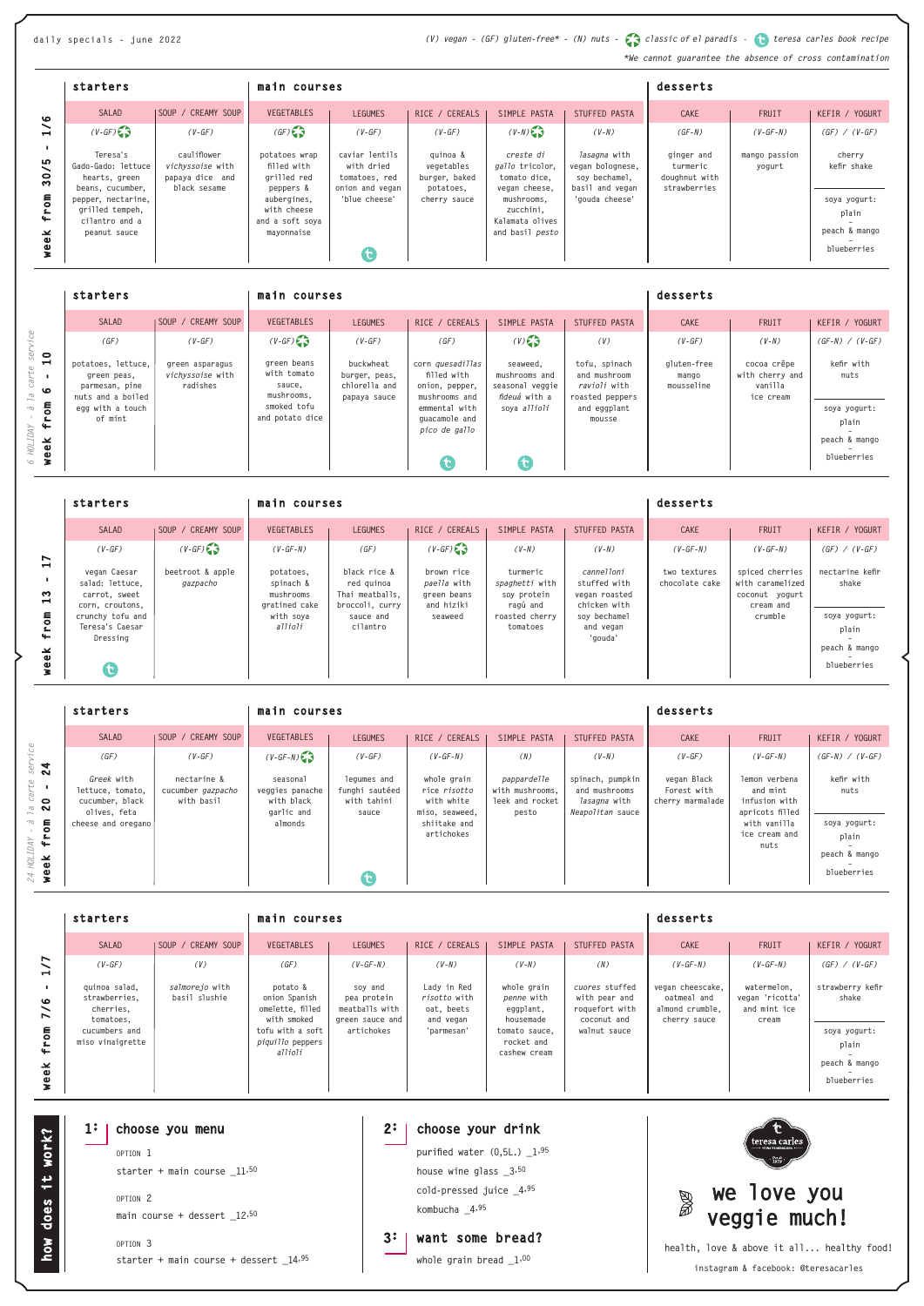daily specials - june 2022

(V) vegan - (GF) gluten-free* - (N) nuts - ✪ classic of el paradís - ⓣ teresa carles book recipe

*We cannot guarantee the absence of cross contamination

## week from 30/5 - 1/6

| | starters | | main courses | | | | | desserts | | |
|---|---|---|---|---|---|---|---|---|---|---|
| | SALAD | SOUP / CREAMY SOUP | VEGETABLES | LEGUMES | RICE / CEREALS | SIMPLE PASTA | STUFFED PASTA | CAKE | FRUIT | KEFIR / YOGURT |
| diet | (V-GF) ✪ | (V-GF) | (GF) ✪ | (V-GF) | (V-GF) | (V-N) ✪ | (V-N) | (GF-N) | (V-GF-N) | (GF) / (V-GF) |
| dish | Teresa's Gado-Gado: lettuce hearts, green beans, cucumber, pepper, nectarine, grilled tempeh, cilantro and a peanut sauce | cauliflower *vichyssoise* with papaya dice and black sesame | potatoes wrap filled with grilled red peppers & aubergines, with cheese and a soft soya mayonnaise | caviar lentils with dried tomatoes, red onion and vegan 'blue cheese' ⓣ | quinoa & vegetables burger, baked potatoes, cherry sauce | *creste di gallo* tricolor, tomato dice, vegan cheese, mushrooms, zucchini, Kalamata olives and basil *pesto* | *lasagna* with vegan bolognese, soy bechamel, basil and vegan 'gouda cheese' | ginger and turmeric doughnut with strawberries | mango passion yogurt | cherry kefir shake / soya yogurt: plain - peach & mango - blueberries |

## week from 6 - 10 (6 HOLIDAY - à la carte service)

| | starters | | main courses | | | | | desserts | | |
|---|---|---|---|---|---|---|---|---|---|---|
| | SALAD | SOUP / CREAMY SOUP | VEGETABLES | LEGUMES | RICE / CEREALS | SIMPLE PASTA | STUFFED PASTA | CAKE | FRUIT | KEFIR / YOGURT |
| diet | (GF) | (V-GF) | (V-GF) ✪ | (V-GF) | (GF) | (V) ✪ | (V) | (V-GF) | (V-N) | (GF-N) / (V-GF) |
| dish | potatoes, lettuce, green peas, parmesan, pine nuts and a boiled egg with a touch of mint | green asparagus *vichyssoise* with radishes | green beans with tomato sauce, mushrooms, smoked tofu and potato dice | buckwheat burger, peas, chlorella and papaya sauce | corn *quesadillas* filled with onion, pepper, mushrooms and emmental with guacamole and *pico de gallo* ⓣ | seaweed, mushrooms and seasonal veggie *fideuá* with a soya *allioli* ⓣ | tofu, spinach and mushroom *ravioli* with roasted peppers and eggplant mousse | gluten-free mango mousseline | cocoa crêpe with cherry and vanilla ice cream | kefir with nuts / soya yogurt: plain - peach & mango - blueberries |

## week from 13 - 17

| | starters | | main courses | | | | | desserts | | |
|---|---|---|---|---|---|---|---|---|---|---|
| | SALAD | SOUP / CREAMY SOUP | VEGETABLES | LEGUMES | RICE / CEREALS | SIMPLE PASTA | STUFFED PASTA | CAKE | FRUIT | KEFIR / YOGURT |
| diet | (V-GF) | (V-GF) ✪ | (V-GF-N) | (GF) | (V-GF) ✪ | (V-N) | (V-N) | (V-GF-N) | (V-GF-N) | (GF) / (V-GF) |
| dish | vegan Caesar salad: lettuce, carrot, sweet corn, croutons, crunchy tofu and Teresa's Caesar Dressing ⓣ | beetroot & apple *gazpacho* | potatoes, spinach & mushrooms gratined cake with soya *allioli* | black rice & red quinoa Thai meatballs, broccoli, curry sauce and cilantro | brown rice *paella* with green beans and hiziki seaweed | turmeric *spaghetti* with soy protein ragú and roasted cherry tomatoes | *cannelloni* stuffed with vegan roasted chicken with soy bechamel and vegan 'gouda' | two textures chocolate cake | spiced cherries with caramelized coconut yogurt cream and crumble | nectarine kefir shake / soya yogurt: plain - peach & mango - blueberries |

## week from 20 - 24 (24 HOLIDAY - à la carte service)

| | starters | | main courses | | | | | desserts | | |
|---|---|---|---|---|---|---|---|---|---|---|
| | SALAD | SOUP / CREAMY SOUP | VEGETABLES | LEGUMES | RICE / CEREALS | SIMPLE PASTA | STUFFED PASTA | CAKE | FRUIT | KEFIR / YOGURT |
| diet | (GF) | (V-GF) | (V-GF-N) ✪ | (V-GF) | (V-GF-N) | (N) | (V-N) | (V-GF) | (V-GF-N) | (GF-N) / (V-GF) |
| dish | *Greek* with lettuce, tomato, cucumber, black olives, feta cheese and oregano | nectarine & cucumber *gazpacho* with basil | seasonal veggies panache with black garlic and almonds | legumes and funghi sautéed with tahini sauce ⓣ | whole grain rice *risotto* with white miso, seaweed, shiitake and artichokes | *pappardelle* with mushrooms, leek and rocket pesto | spinach, pumpkin and mushrooms *lasagna* with *Neapolitan* sauce | vegan Black Forest with cherry marmalade | lemon verbena and mint infusion with apricots filled with vanilla ice cream and nuts | kefir with nuts / soya yogurt: plain - peach & mango - blueberries |

## week from 7/6 - 1/7

| | starters | | main courses | | | | | desserts | | |
|---|---|---|---|---|---|---|---|---|---|---|
| | SALAD | SOUP / CREAMY SOUP | VEGETABLES | LEGUMES | RICE / CEREALS | SIMPLE PASTA | STUFFED PASTA | CAKE | FRUIT | KEFIR / YOGURT |
| diet | (V-GF) | (V) | (GF) | (V-GF-N) | (V-N) | (V-N) | (N) | (V-GF-N) | (V-GF-N) | (GF) / (V-GF) |
| dish | quinoa salad, strawberries, cherries, tomatoes, cucumbers and miso vinaigrette | *salmorejo* with basil slushie | potato & onion Spanish omelette, filled with smoked tofu with a soft *piquillo* peppers *allioli* | soy and pea protein meatballs with green sauce and artichokes | Lady in Red *risotto* with oat, beets and vegan 'parmesan' | whole grain *penne* with eggplant, housemade tomato sauce, rocket and cashew cream | *cuores* stuffed with pear and roquefort with coconut and walnut sauce | vegan cheesecake, oatmeal and almond crumble, cherry sauce | watermelon, vegan 'ricotta' and mint ice cream | strawberry kefir shake / soya yogurt: plain - peach & mango - blueberries |

## how does it work?

### 1: choose you menu

OPTION 1

starter + main course _11.50

OPTION 2

main course + dessert _12.50

OPTION 3

starter + main course + dessert _14.95

### 2: choose your drink

purified water (0,5L.) _1.95

house wine glass _3.50

cold-pressed juice _4.95

kombucha _4.95

### 3: want some bread?

whole grain bread _1.00

teresa carles

# we love you veggie much!

health, love & above it all... healthy food!

instagram & facebook: @teresacarles